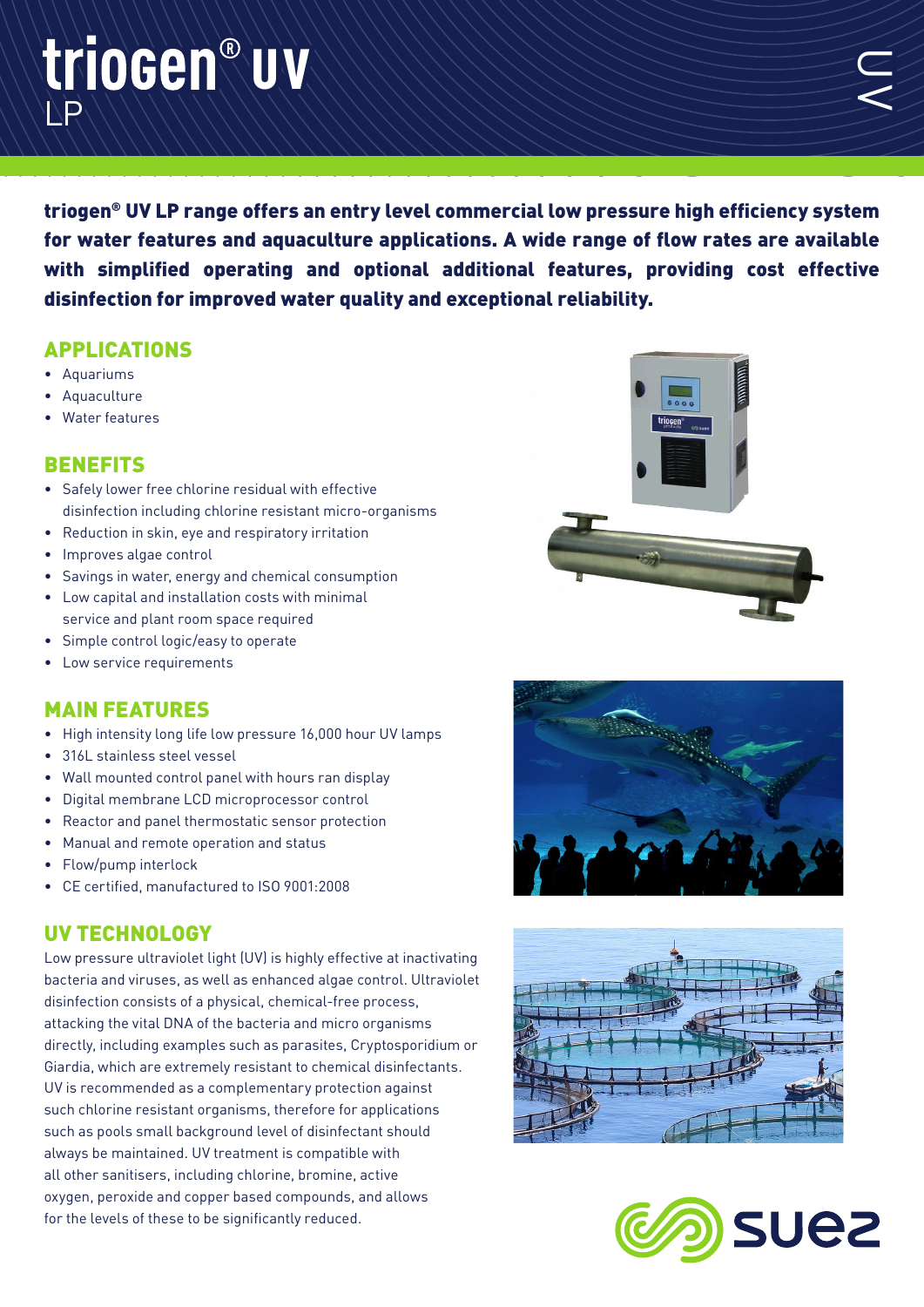# triogen® UV
LP

**triogen® UV LP range offers an entry level commercial low pressure high efficiency system for water features and aquaculture applications. A wide range of flow rates are available with simplified operating and optional additional features, providing cost effective disinfection for improved water quality and exceptional reliability.**

## APPLICATIONS

- Aquariums
- Aquaculture
- Water features

## BENEFITS

- Safely lower free chlorine residual with effective disinfection including chlorine resistant micro-organisms
- Reduction in skin, eye and respiratory irritation
- Improves algae control
- Savings in water, energy and chemical consumption
- Low capital and installation costs with minimal service and plant room space required
- Simple control logic/easy to operate
- Low service requirements

## MAIN FEATURES

- High intensity long life low pressure 16,000 hour UV lamps
- 316L stainless steel vessel
- Wall mounted control panel with hours ran display
- Digital membrane LCD microprocessor control
- Reactor and panel thermostatic sensor protection
- Manual and remote operation and status
- Flow/pump interlock
- CE certified, manufactured to ISO 9001:2008

## UV TECHNOLOGY

Low pressure ultraviolet light (UV) is highly effective at inactivating bacteria and viruses, as well as enhanced algae control. Ultraviolet disinfection consists of a physical, chemical-free process, attacking the vital DNA of the bacteria and micro organisms directly, including examples such as parasites, Cryptosporidium or Giardia, which are extremely resistant to chemical disinfectants. UV is recommended as a complementary protection against such chlorine resistant organisms, therefore for applications such as pools small background level of disinfectant should always be maintained. UV treatment is compatible with all other sanitisers, including chlorine, bromine, active oxygen, peroxide and copper based compounds, and allows for the levels of these to be significantly reduced.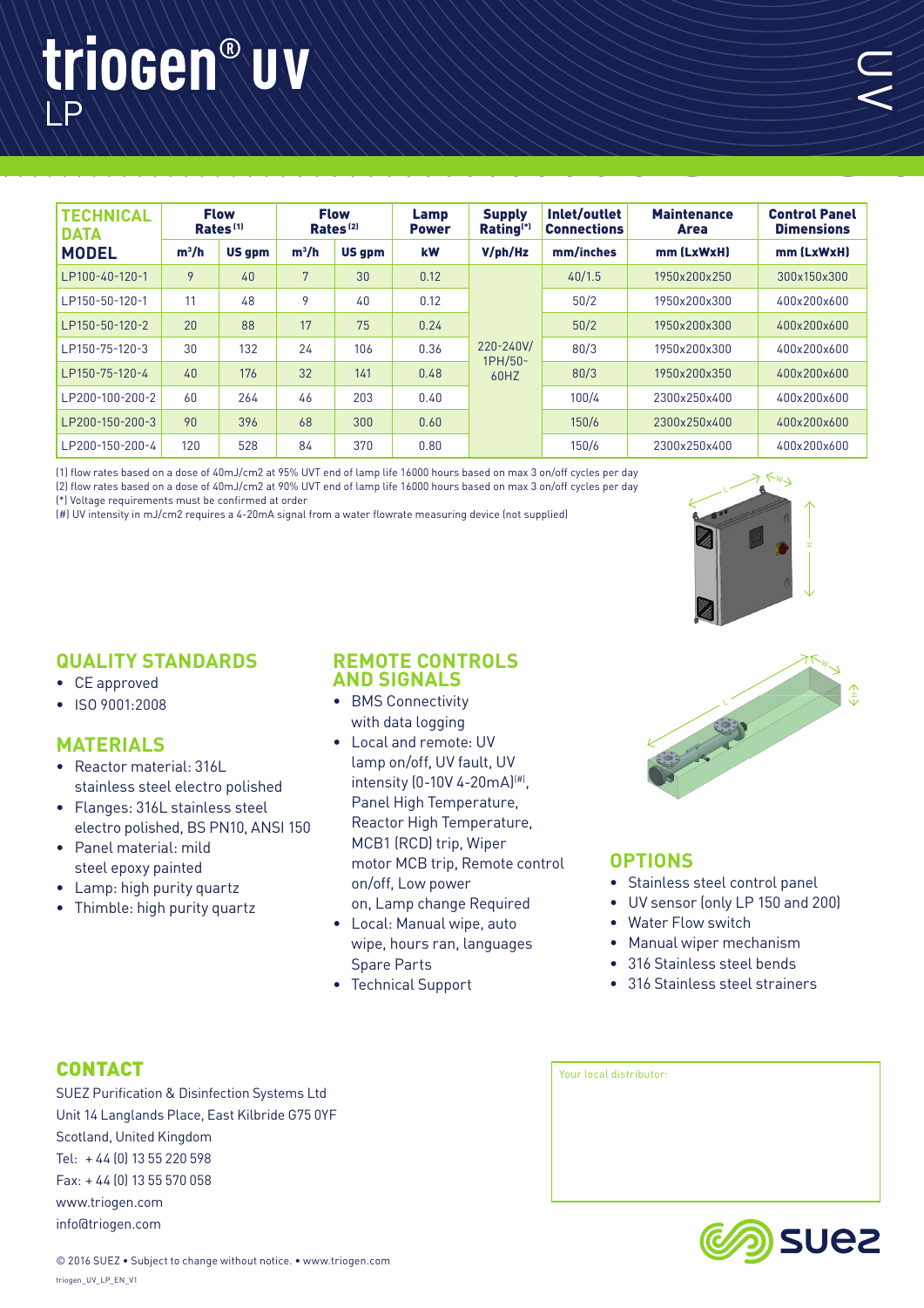# triogen® UV

LP

| TECHNICAL DATA MODEL | Flow Rates [1] | | Flow Rates [2] | | Lamp Power | Supply Rating[*] | Inlet/outlet Connections | Maintenance Area | Control Panel Dimensions |
|---|---|---|---|---|---|---|---|---|---|
| | $m^3/h$ | US gpm | $m^3/h$ | US gpm | kW | V/ph/Hz | mm/inches | mm (LxWxH) | mm (LxWxH) |
| LP100-40-120-1 | 9 | 40 | 7 | 30 | 0.12 | 220-240V/ 1PH/50-60HZ | 40/1.5 | 1950x200x250 | 300x150x300 |
| LP150-50-120-1 | 11 | 48 | 9 | 40 | 0.12 | | 50/2 | 1950x200x300 | 400x200x600 |
| LP150-50-120-2 | 20 | 88 | 17 | 75 | 0.24 | | 50/2 | 1950x200x300 | 400x200x600 |
| LP150-75-120-3 | 30 | 132 | 24 | 106 | 0.36 | | 80/3 | 1950x200x300 | 400x200x600 |
| LP150-75-120-4 | 40 | 176 | 32 | 141 | 0.48 | | 80/3 | 1950x200x350 | 400x200x600 |
| LP200-100-200-2 | 60 | 264 | 46 | 203 | 0.40 | | 100/4 | 2300x250x400 | 400x200x600 |
| LP200-150-200-3 | 90 | 396 | 68 | 300 | 0.60 | | 150/6 | 2300x250x400 | 400x200x600 |
| LP200-150-200-4 | 120 | 528 | 84 | 370 | 0.80 | | 150/6 | 2300x250x400 | 400x200x600 |

(1) flow rates based on a dose of 40mJ/cm2 at 95% UVT end of lamp life 16000 hours based on max 3 on/off cycles per day
(2) flow rates based on a dose of 40mJ/cm2 at 90% UVT end of lamp life 16000 hours based on max 3 on/off cycles per day
(*) Voltage requirements must be confirmed at order
(#) UV intensity in mJ/cm2 requires a 4-20mA signal from a water flowrate measuring device (not supplied)

## QUALITY STANDARDS

- CE approved
- ISO 9001:2008

## MATERIALS

- Reactor material: 316L stainless steel electro polished
- Flanges: 316L stainless steel electro polished, BS PN10, ANSI 150
- Panel material: mild steel epoxy painted
- Lamp: high purity quartz
- Thimble: high purity quartz

## REMOTE CONTROLS AND SIGNALS

- BMS Connectivity with data logging
- Local and remote: UV lamp on/off, UV fault, UV intensity (0-10V 4-20mA)[#], Panel High Temperature, Reactor High Temperature, MCB1 (RCD) trip, Wiper motor MCB trip, Remote control on/off, Low power on, Lamp change Required
- Local: Manual wipe, auto wipe, hours ran, languages Spare Parts
- Technical Support

## OPTIONS

- Stainless steel control panel
- UV sensor (only LP 150 and 200)
- Water Flow switch
- Manual wiper mechanism
- 316 Stainless steel bends
- 316 Stainless steel strainers

## CONTACT

SUEZ Purification & Disinfection Systems Ltd
Unit 14 Langlands Place, East Kilbride G75 0YF
Scotland, United Kingdom
Tel: + 44 (0) 13 55 220 598
Fax: + 44 (0) 13 55 570 058
www.triogen.com
info@triogen.com

Your local distributor:

© 2016 SUEZ • Subject to change without notice. • www.triogen.com

triogen_UV_LP_EN_V1